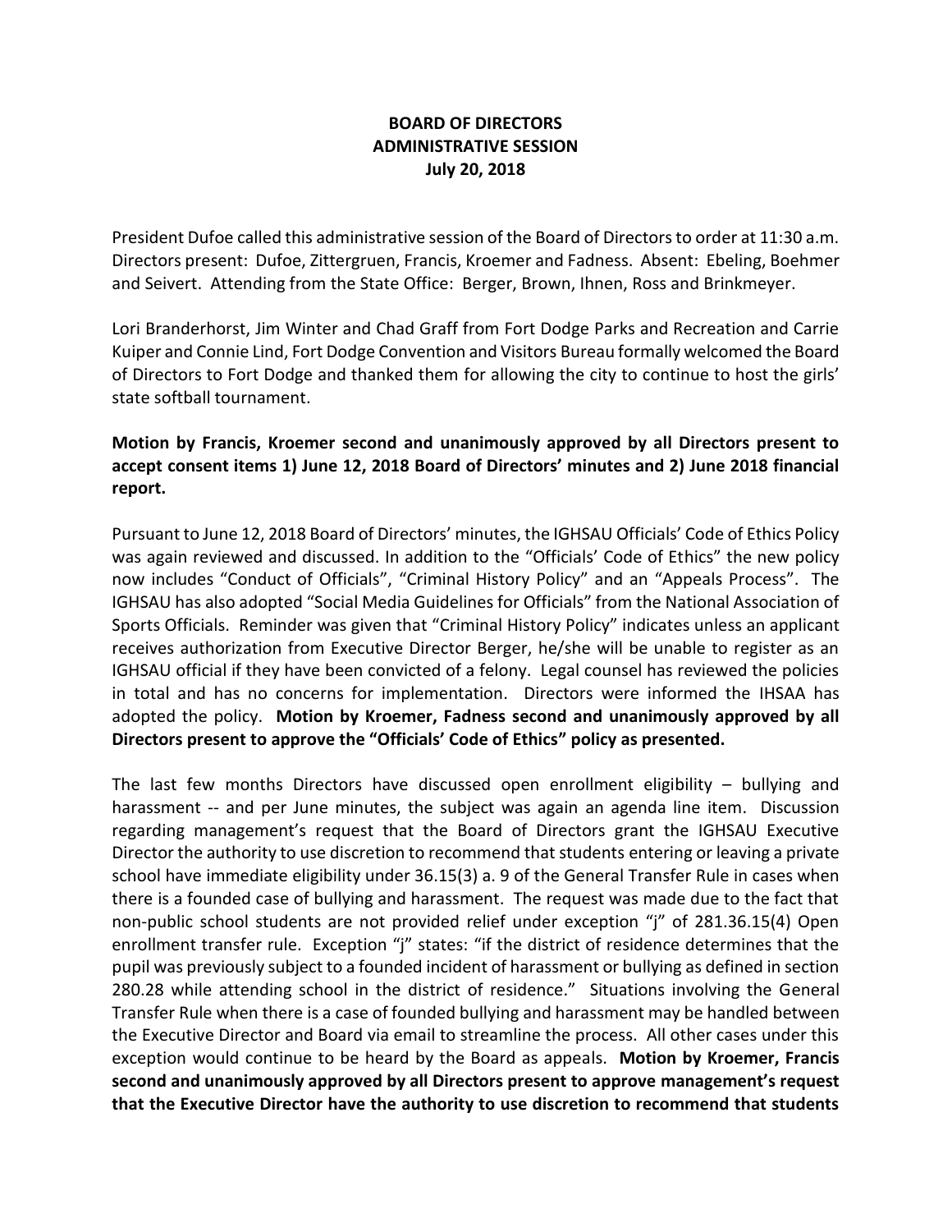**BOARD OF DIRECTORS**
**ADMINISTRATIVE SESSION**
**July 20, 2018**

President Dufoe called this administrative session of the Board of Directors to order at 11:30 a.m. Directors present: Dufoe, Zittergruen, Francis, Kroemer and Fadness. Absent: Ebeling, Boehmer and Seivert. Attending from the State Office: Berger, Brown, Ihnen, Ross and Brinkmeyer.

Lori Branderhorst, Jim Winter and Chad Graff from Fort Dodge Parks and Recreation and Carrie Kuiper and Connie Lind, Fort Dodge Convention and Visitors Bureau formally welcomed the Board of Directors to Fort Dodge and thanked them for allowing the city to continue to host the girls' state softball tournament.

**Motion by Francis, Kroemer second and unanimously approved by all Directors present to accept consent items 1) June 12, 2018 Board of Directors' minutes and 2) June 2018 financial report.**

Pursuant to June 12, 2018 Board of Directors' minutes, the IGHSAU Officials' Code of Ethics Policy was again reviewed and discussed. In addition to the "Officials' Code of Ethics" the new policy now includes "Conduct of Officials", "Criminal History Policy" and an "Appeals Process". The IGHSAU has also adopted "Social Media Guidelines for Officials" from the National Association of Sports Officials. Reminder was given that "Criminal History Policy" indicates unless an applicant receives authorization from Executive Director Berger, he/she will be unable to register as an IGHSAU official if they have been convicted of a felony. Legal counsel has reviewed the policies in total and has no concerns for implementation. Directors were informed the IHSAA has adopted the policy. **Motion by Kroemer, Fadness second and unanimously approved by all Directors present to approve the "Officials' Code of Ethics" policy as presented.**

The last few months Directors have discussed open enrollment eligibility – bullying and harassment -- and per June minutes, the subject was again an agenda line item. Discussion regarding management's request that the Board of Directors grant the IGHSAU Executive Director the authority to use discretion to recommend that students entering or leaving a private school have immediate eligibility under 36.15(3) a. 9 of the General Transfer Rule in cases when there is a founded case of bullying and harassment. The request was made due to the fact that non-public school students are not provided relief under exception "j" of 281.36.15(4) Open enrollment transfer rule. Exception "j" states: "if the district of residence determines that the pupil was previously subject to a founded incident of harassment or bullying as defined in section 280.28 while attending school in the district of residence." Situations involving the General Transfer Rule when there is a case of founded bullying and harassment may be handled between the Executive Director and Board via email to streamline the process. All other cases under this exception would continue to be heard by the Board as appeals. **Motion by Kroemer, Francis second and unanimously approved by all Directors present to approve management's request that the Executive Director have the authority to use discretion to recommend that students**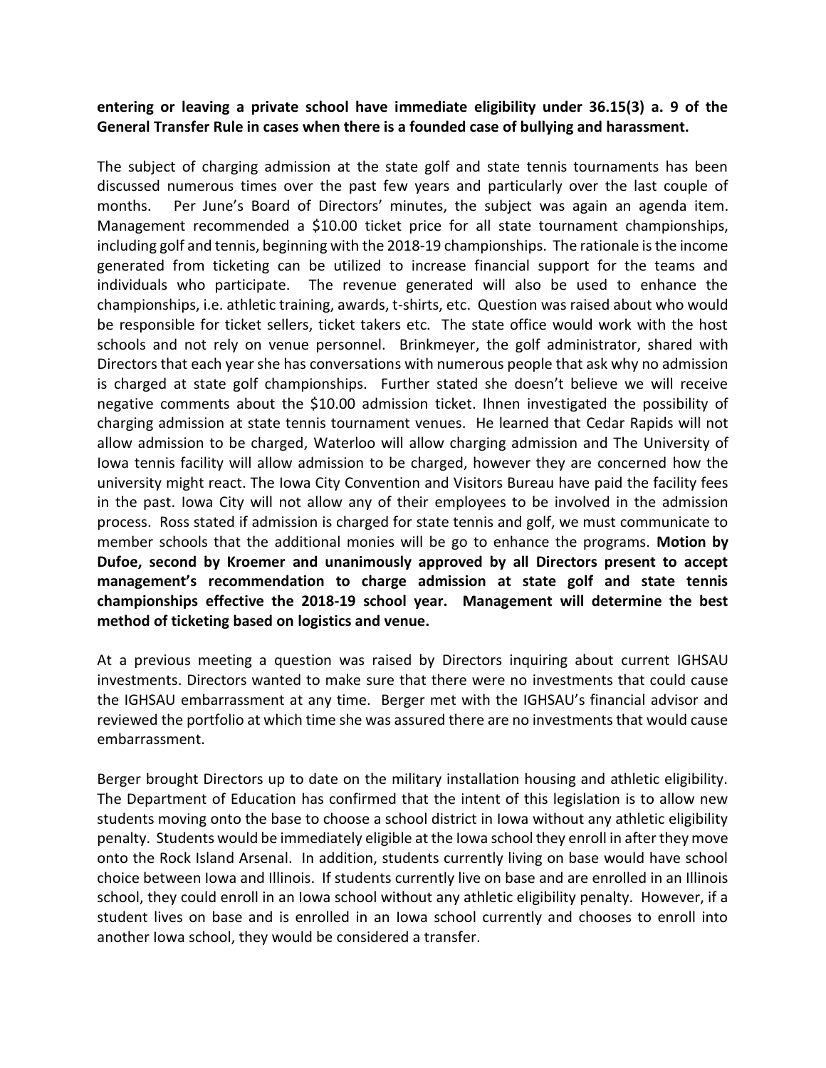**entering or leaving a private school have immediate eligibility under 36.15(3) a. 9 of the General Transfer Rule in cases when there is a founded case of bullying and harassment.**

The subject of charging admission at the state golf and state tennis tournaments has been discussed numerous times over the past few years and particularly over the last couple of months. Per June's Board of Directors' minutes, the subject was again an agenda item. Management recommended a $10.00 ticket price for all state tournament championships, including golf and tennis, beginning with the 2018-19 championships. The rationale is the income generated from ticketing can be utilized to increase financial support for the teams and individuals who participate. The revenue generated will also be used to enhance the championships, i.e. athletic training, awards, t-shirts, etc. Question was raised about who would be responsible for ticket sellers, ticket takers etc. The state office would work with the host schools and not rely on venue personnel. Brinkmeyer, the golf administrator, shared with Directors that each year she has conversations with numerous people that ask why no admission is charged at state golf championships. Further stated she doesn't believe we will receive negative comments about the $10.00 admission ticket. Ihnen investigated the possibility of charging admission at state tennis tournament venues. He learned that Cedar Rapids will not allow admission to be charged, Waterloo will allow charging admission and The University of Iowa tennis facility will allow admission to be charged, however they are concerned how the university might react. The Iowa City Convention and Visitors Bureau have paid the facility fees in the past. Iowa City will not allow any of their employees to be involved in the admission process. Ross stated if admission is charged for state tennis and golf, we must communicate to member schools that the additional monies will be go to enhance the programs. **Motion by Dufoe, second by Kroemer and unanimously approved by all Directors present to accept management's recommendation to charge admission at state golf and state tennis championships effective the 2018-19 school year. Management will determine the best method of ticketing based on logistics and venue.**

At a previous meeting a question was raised by Directors inquiring about current IGHSAU investments. Directors wanted to make sure that there were no investments that could cause the IGHSAU embarrassment at any time. Berger met with the IGHSAU's financial advisor and reviewed the portfolio at which time she was assured there are no investments that would cause embarrassment.

Berger brought Directors up to date on the military installation housing and athletic eligibility. The Department of Education has confirmed that the intent of this legislation is to allow new students moving onto the base to choose a school district in Iowa without any athletic eligibility penalty. Students would be immediately eligible at the Iowa school they enroll in after they move onto the Rock Island Arsenal. In addition, students currently living on base would have school choice between Iowa and Illinois. If students currently live on base and are enrolled in an Illinois school, they could enroll in an Iowa school without any athletic eligibility penalty. However, if a student lives on base and is enrolled in an Iowa school currently and chooses to enroll into another Iowa school, they would be considered a transfer.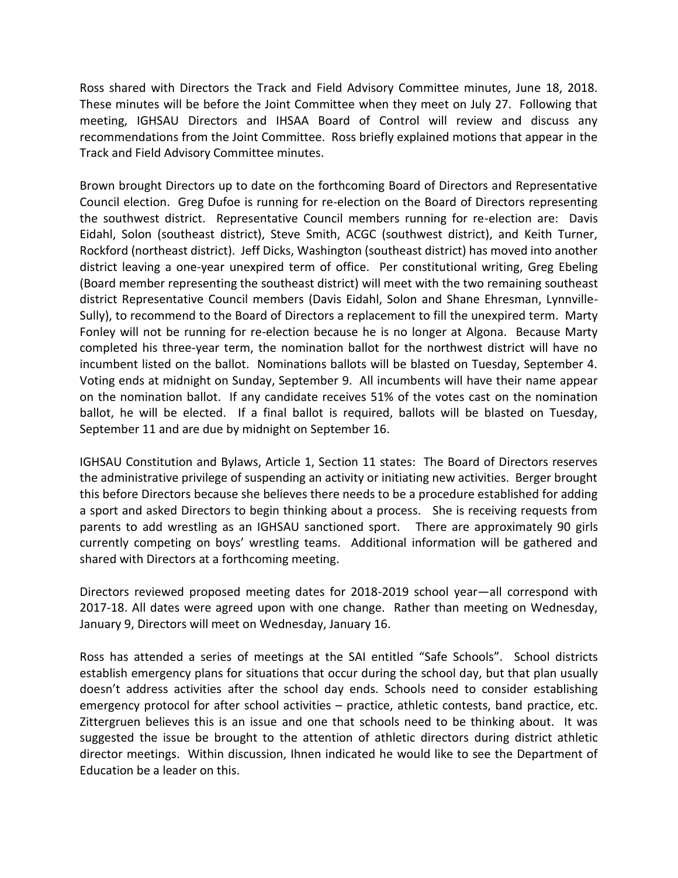Ross shared with Directors the Track and Field Advisory Committee minutes, June 18, 2018. These minutes will be before the Joint Committee when they meet on July 27. Following that meeting, IGHSAU Directors and IHSAA Board of Control will review and discuss any recommendations from the Joint Committee. Ross briefly explained motions that appear in the Track and Field Advisory Committee minutes.

Brown brought Directors up to date on the forthcoming Board of Directors and Representative Council election. Greg Dufoe is running for re-election on the Board of Directors representing the southwest district. Representative Council members running for re-election are: Davis Eidahl, Solon (southeast district), Steve Smith, ACGC (southwest district), and Keith Turner, Rockford (northeast district). Jeff Dicks, Washington (southeast district) has moved into another district leaving a one-year unexpired term of office. Per constitutional writing, Greg Ebeling (Board member representing the southeast district) will meet with the two remaining southeast district Representative Council members (Davis Eidahl, Solon and Shane Ehresman, Lynnville-Sully), to recommend to the Board of Directors a replacement to fill the unexpired term. Marty Fonley will not be running for re-election because he is no longer at Algona. Because Marty completed his three-year term, the nomination ballot for the northwest district will have no incumbent listed on the ballot. Nominations ballots will be blasted on Tuesday, September 4. Voting ends at midnight on Sunday, September 9. All incumbents will have their name appear on the nomination ballot. If any candidate receives 51% of the votes cast on the nomination ballot, he will be elected. If a final ballot is required, ballots will be blasted on Tuesday, September 11 and are due by midnight on September 16.

IGHSAU Constitution and Bylaws, Article 1, Section 11 states: The Board of Directors reserves the administrative privilege of suspending an activity or initiating new activities. Berger brought this before Directors because she believes there needs to be a procedure established for adding a sport and asked Directors to begin thinking about a process. She is receiving requests from parents to add wrestling as an IGHSAU sanctioned sport. There are approximately 90 girls currently competing on boys' wrestling teams. Additional information will be gathered and shared with Directors at a forthcoming meeting.

Directors reviewed proposed meeting dates for 2018-2019 school year—all correspond with 2017-18. All dates were agreed upon with one change. Rather than meeting on Wednesday, January 9, Directors will meet on Wednesday, January 16.

Ross has attended a series of meetings at the SAI entitled "Safe Schools". School districts establish emergency plans for situations that occur during the school day, but that plan usually doesn't address activities after the school day ends. Schools need to consider establishing emergency protocol for after school activities – practice, athletic contests, band practice, etc. Zittergruen believes this is an issue and one that schools need to be thinking about. It was suggested the issue be brought to the attention of athletic directors during district athletic director meetings. Within discussion, Ihnen indicated he would like to see the Department of Education be a leader on this.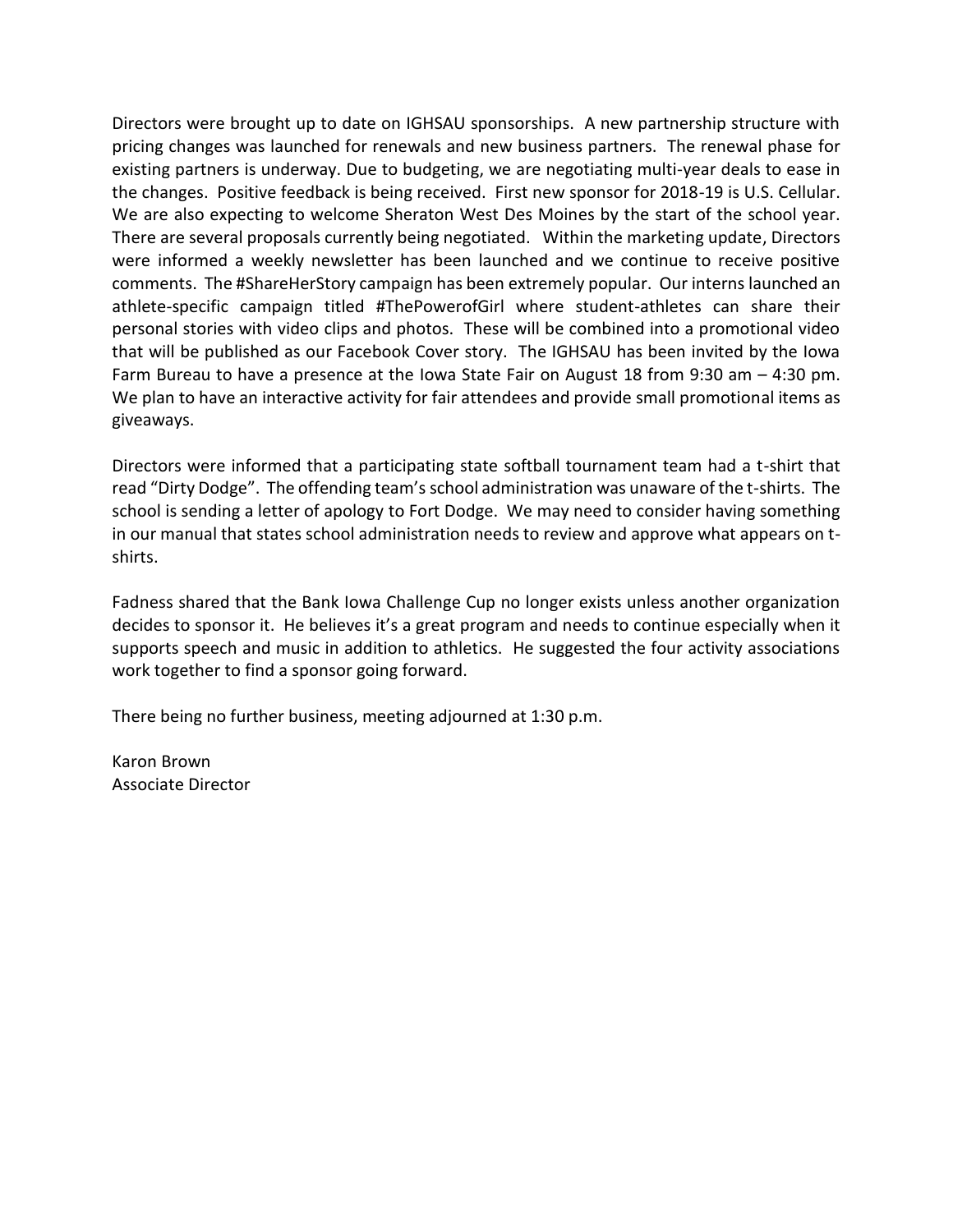Directors were brought up to date on IGHSAU sponsorships. A new partnership structure with pricing changes was launched for renewals and new business partners. The renewal phase for existing partners is underway. Due to budgeting, we are negotiating multi-year deals to ease in the changes. Positive feedback is being received. First new sponsor for 2018-19 is U.S. Cellular. We are also expecting to welcome Sheraton West Des Moines by the start of the school year. There are several proposals currently being negotiated. Within the marketing update, Directors were informed a weekly newsletter has been launched and we continue to receive positive comments. The #ShareHerStory campaign has been extremely popular. Our interns launched an athlete-specific campaign titled #ThePowerofGirl where student-athletes can share their personal stories with video clips and photos. These will be combined into a promotional video that will be published as our Facebook Cover story. The IGHSAU has been invited by the Iowa Farm Bureau to have a presence at the Iowa State Fair on August 18 from 9:30 am – 4:30 pm. We plan to have an interactive activity for fair attendees and provide small promotional items as giveaways.

Directors were informed that a participating state softball tournament team had a t-shirt that read "Dirty Dodge". The offending team's school administration was unaware of the t-shirts. The school is sending a letter of apology to Fort Dodge. We may need to consider having something in our manual that states school administration needs to review and approve what appears on t-shirts.

Fadness shared that the Bank Iowa Challenge Cup no longer exists unless another organization decides to sponsor it. He believes it's a great program and needs to continue especially when it supports speech and music in addition to athletics. He suggested the four activity associations work together to find a sponsor going forward.

There being no further business, meeting adjourned at 1:30 p.m.

Karon Brown
Associate Director